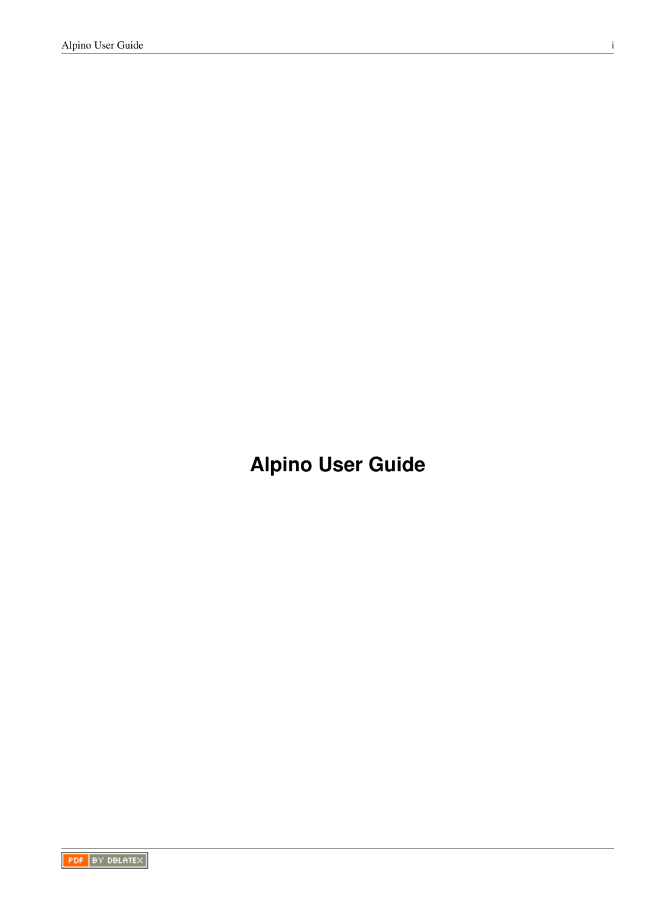# Alpino User Guide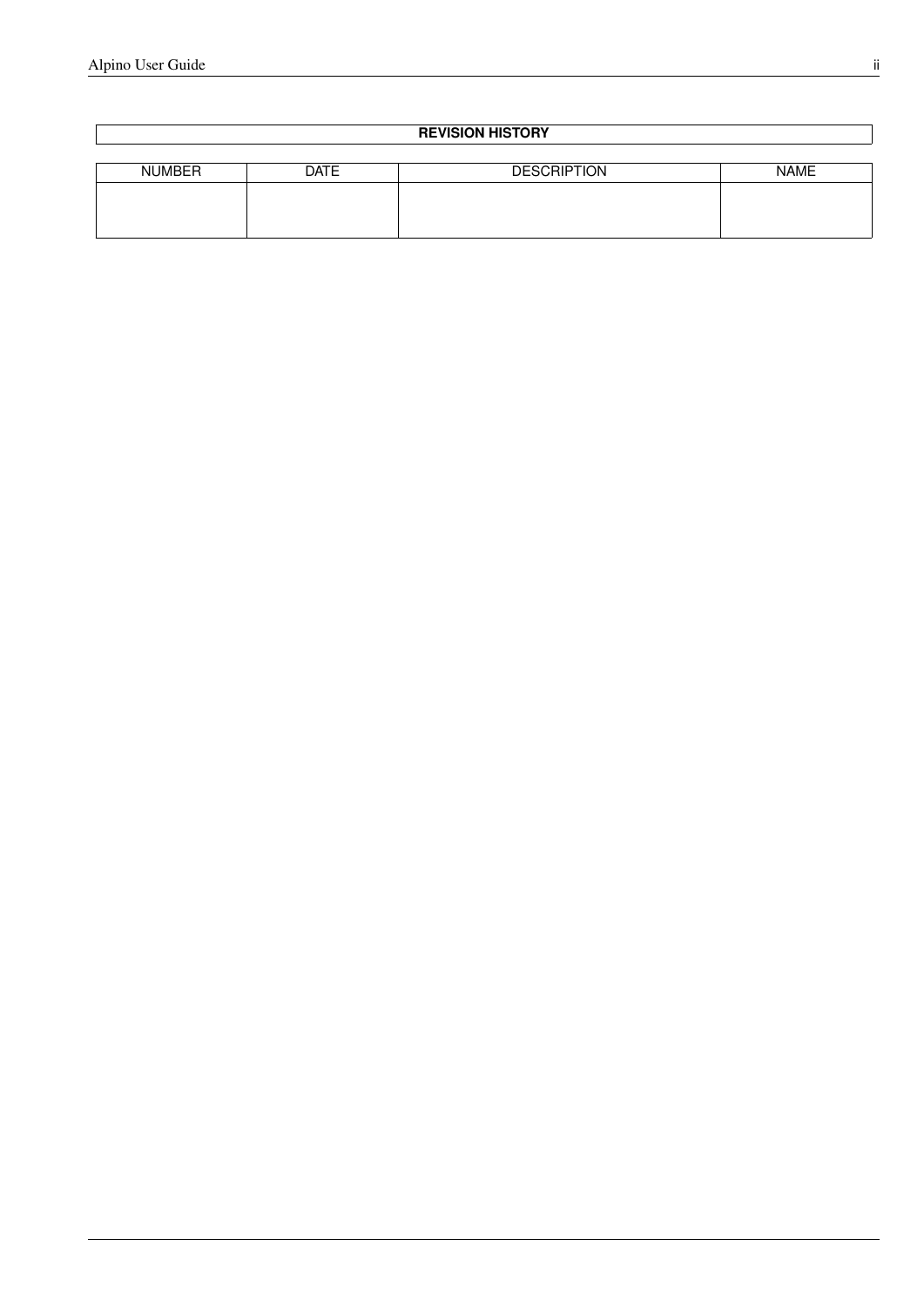| REVISION HISTORY | | | |
|---|---|---|---|
| NUMBER | DATE | DESCRIPTION | NAME |
| | | | |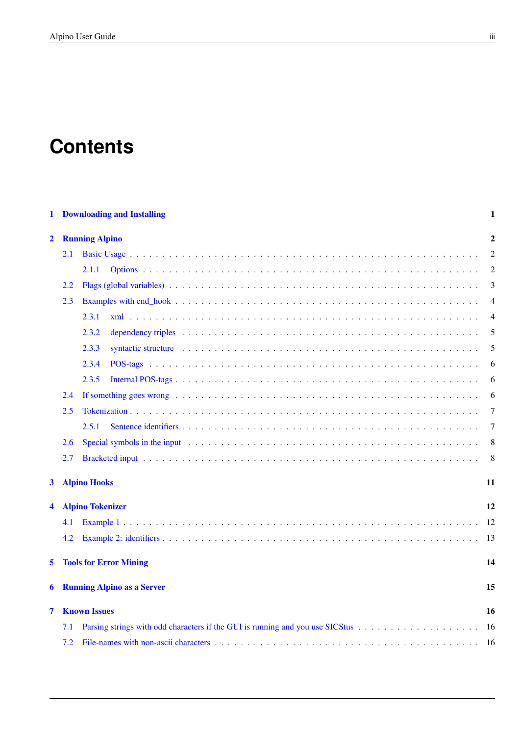# Contents

- **1 Downloading and Installing** — **1**
- **2 Running Alpino** — **2**
  - 2.1 Basic Usage — 2
    - 2.1.1 Options — 2
  - 2.2 Flags (global variables) — 3
  - 2.3 Examples with end_hook — 4
    - 2.3.1 xml — 4
    - 2.3.2 dependency triples — 5
    - 2.3.3 syntactic structure — 5
    - 2.3.4 POS-tags — 6
    - 2.3.5 Internal POS-tags — 6
  - 2.4 If something goes wrong — 6
  - 2.5 Tokenization — 7
    - 2.5.1 Sentence identifiers — 7
  - 2.6 Special symbols in the input — 8
  - 2.7 Bracketed input — 8
- **3 Alpino Hooks** — **11**
- **4 Alpino Tokenizer** — **12**
  - 4.1 Example 1 — 12
  - 4.2 Example 2: identifiers — 13
- **5 Tools for Error Mining** — **14**
- **6 Running Alpino as a Server** — **15**
- **7 Known Issues** — **16**
  - 7.1 Parsing strings with odd characters if the GUI is running and you use SICStus — 16
  - 7.2 File-names with non-ascii characters — 16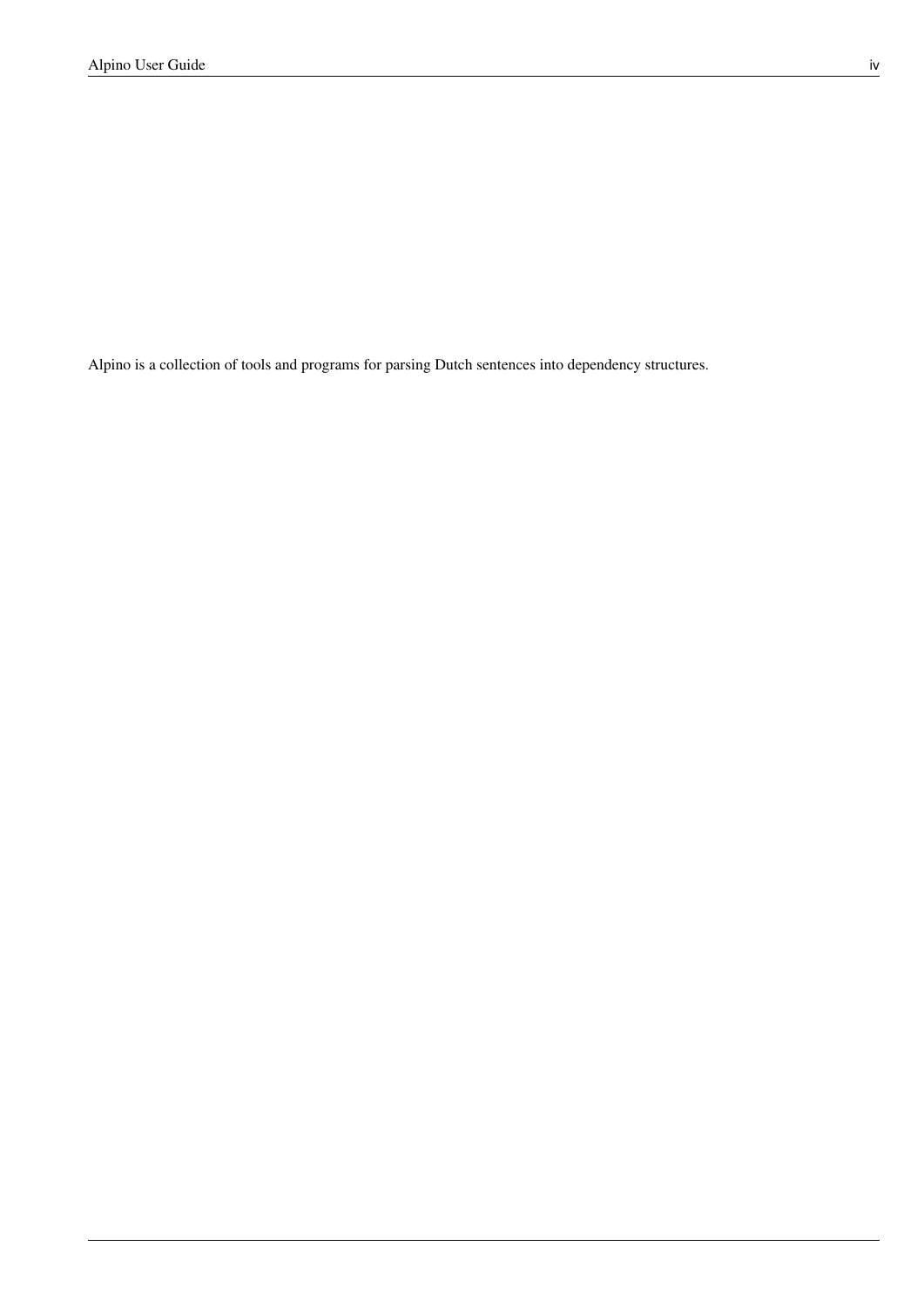Alpino is a collection of tools and programs for parsing Dutch sentences into dependency structures.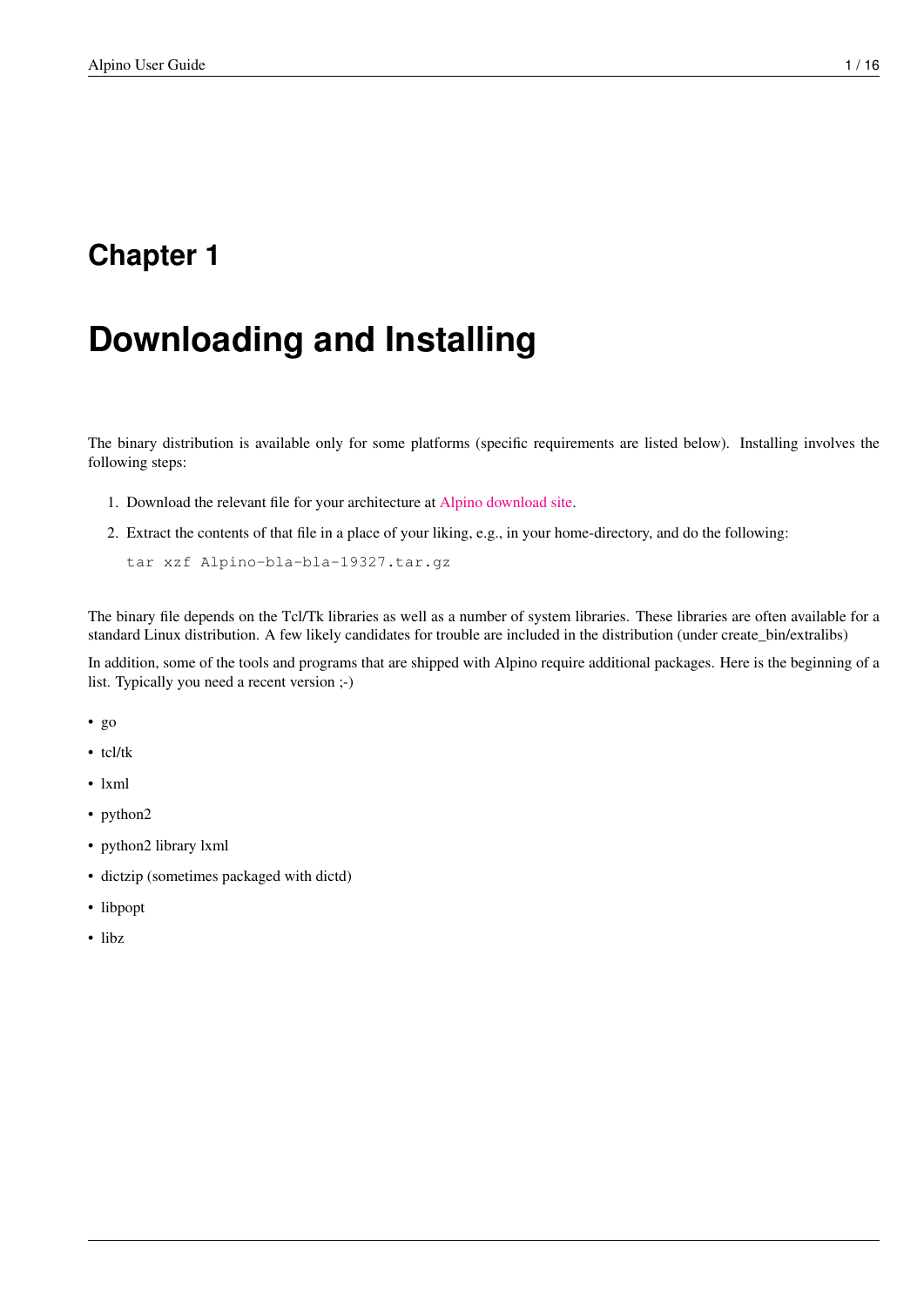# Chapter 1

# Downloading and Installing

The binary distribution is available only for some platforms (specific requirements are listed below). Installing involves the following steps:

1. Download the relevant file for your architecture at Alpino download site.
2. Extract the contents of that file in a place of your liking, e.g., in your home-directory, and do the following:

   ```
   tar xzf Alpino-bla-bla-19327.tar.gz
   ```

The binary file depends on the Tcl/Tk libraries as well as a number of system libraries. These libraries are often available for a standard Linux distribution. A few likely candidates for trouble are included in the distribution (under create_bin/extralibs)

In addition, some of the tools and programs that are shipped with Alpino require additional packages. Here is the beginning of a list. Typically you need a recent version ;-)

- go
- tcl/tk
- lxml
- python2
- python2 library lxml
- dictzip (sometimes packaged with dictd)
- libpopt
- libz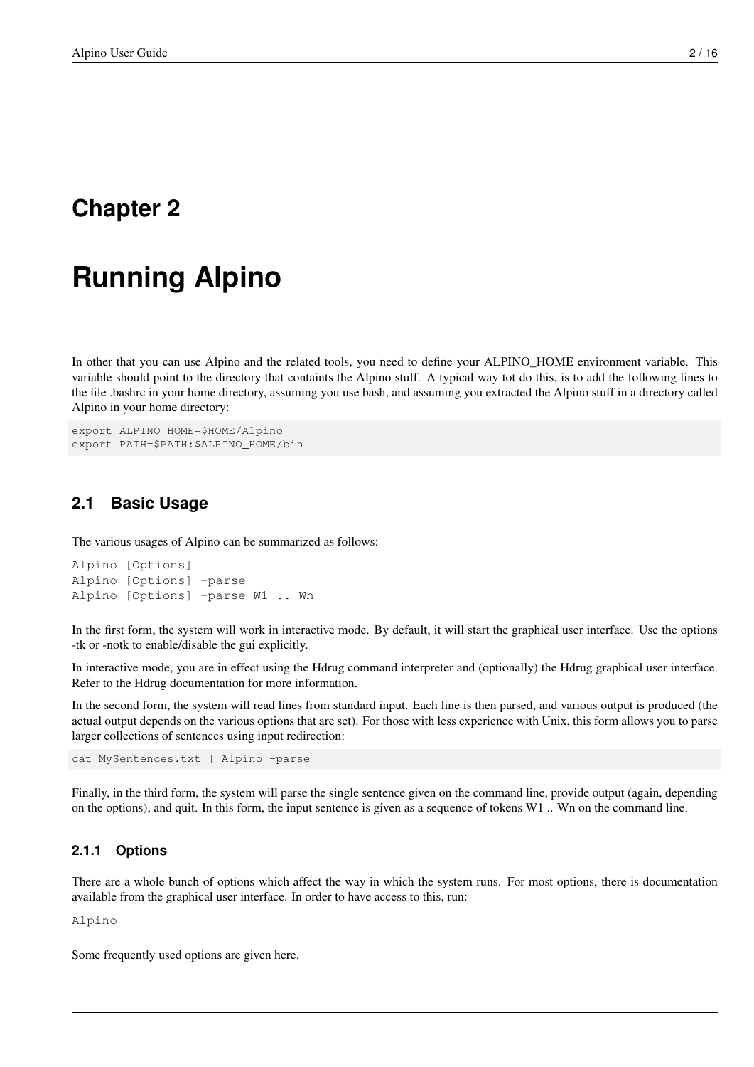# Chapter 2

# Running Alpino

In other that you can use Alpino and the related tools, you need to define your ALPINO_HOME environment variable. This variable should point to the directory that containts the Alpino stuff. A typical way tot do this, is to add the following lines to the file .bashrc in your home directory, assuming you use bash, and assuming you extracted the Alpino stuff in a directory called Alpino in your home directory:

```
export ALPINO_HOME=$HOME/Alpino
export PATH=$PATH:$ALPINO_HOME/bin
```

## 2.1 Basic Usage

The various usages of Alpino can be summarized as follows:

```
Alpino [Options]
Alpino [Options] -parse
Alpino [Options] -parse W1 .. Wn
```

In the first form, the system will work in interactive mode. By default, it will start the graphical user interface. Use the options -tk or -notk to enable/disable the gui explicitly.

In interactive mode, you are in effect using the Hdrug command interpreter and (optionally) the Hdrug graphical user interface. Refer to the Hdrug documentation for more information.

In the second form, the system will read lines from standard input. Each line is then parsed, and various output is produced (the actual output depends on the various options that are set). For those with less experience with Unix, this form allows you to parse larger collections of sentences using input redirection:

```
cat MySentences.txt | Alpino -parse
```

Finally, in the third form, the system will parse the single sentence given on the command line, provide output (again, depending on the options), and quit. In this form, the input sentence is given as a sequence of tokens W1 .. Wn on the command line.

### 2.1.1 Options

There are a whole bunch of options which affect the way in which the system runs. For most options, there is documentation available from the graphical user interface. In order to have access to this, run:

```
Alpino
```

Some frequently used options are given here.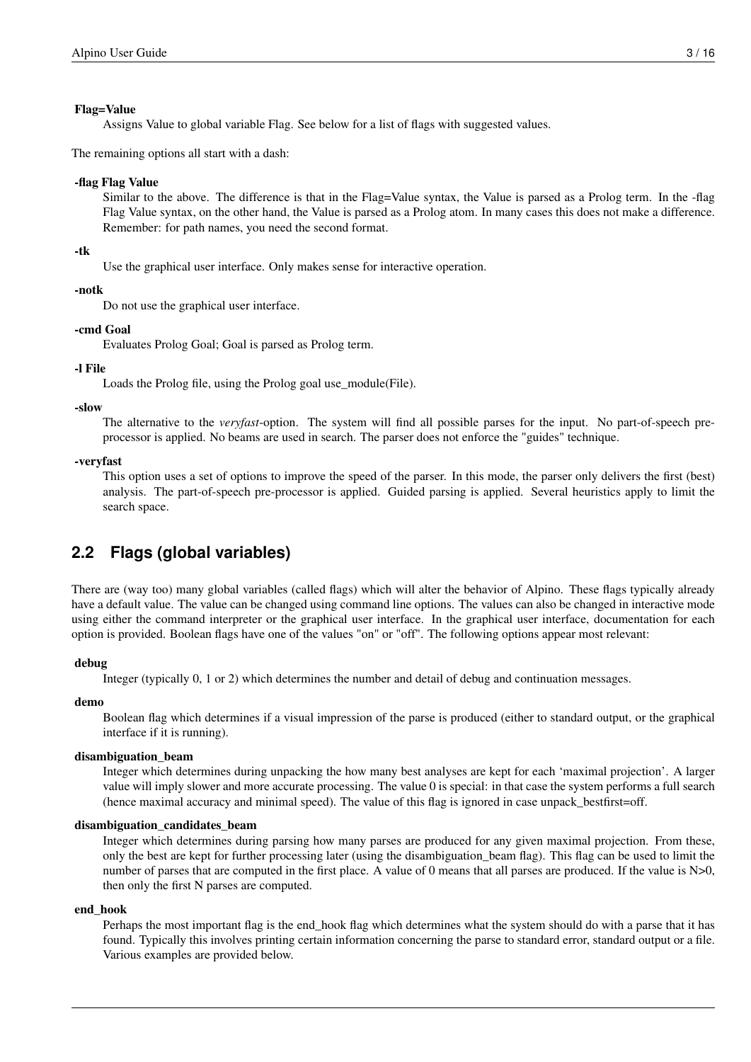**Flag=Value**
: Assigns Value to global variable Flag. See below for a list of flags with suggested values.

The remaining options all start with a dash:

**-flag Flag Value**
: Similar to the above. The difference is that in the Flag=Value syntax, the Value is parsed as a Prolog term. In the -flag Flag Value syntax, on the other hand, the Value is parsed as a Prolog atom. In many cases this does not make a difference. Remember: for path names, you need the second format.

**-tk**
: Use the graphical user interface. Only makes sense for interactive operation.

**-notk**
: Do not use the graphical user interface.

**-cmd Goal**
: Evaluates Prolog Goal; Goal is parsed as Prolog term.

**-l File**
: Loads the Prolog file, using the Prolog goal use_module(File).

**-slow**
: The alternative to the *veryfast*-option. The system will find all possible parses for the input. No part-of-speech pre-processor is applied. No beams are used in search. The parser does not enforce the "guides" technique.

**-veryfast**
: This option uses a set of options to improve the speed of the parser. In this mode, the parser only delivers the first (best) analysis. The part-of-speech pre-processor is applied. Guided parsing is applied. Several heuristics apply to limit the search space.

## 2.2 Flags (global variables)

There are (way too) many global variables (called flags) which will alter the behavior of Alpino. These flags typically already have a default value. The value can be changed using command line options. The values can also be changed in interactive mode using either the command interpreter or the graphical user interface. In the graphical user interface, documentation for each option is provided. Boolean flags have one of the values "on" or "off". The following options appear most relevant:

**debug**
: Integer (typically 0, 1 or 2) which determines the number and detail of debug and continuation messages.

**demo**
: Boolean flag which determines if a visual impression of the parse is produced (either to standard output, or the graphical interface if it is running).

**disambiguation_beam**
: Integer which determines during unpacking the how many best analyses are kept for each 'maximal projection'. A larger value will imply slower and more accurate processing. The value 0 is special: in that case the system performs a full search (hence maximal accuracy and minimal speed). The value of this flag is ignored in case unpack_bestfirst=off.

**disambiguation_candidates_beam**
: Integer which determines during parsing how many parses are produced for any given maximal projection. From these, only the best are kept for further processing later (using the disambiguation_beam flag). This flag can be used to limit the number of parses that are computed in the first place. A value of 0 means that all parses are produced. If the value is N>0, then only the first N parses are computed.

**end_hook**
: Perhaps the most important flag is the end_hook flag which determines what the system should do with a parse that it has found. Typically this involves printing certain information concerning the parse to standard error, standard output or a file. Various examples are provided below.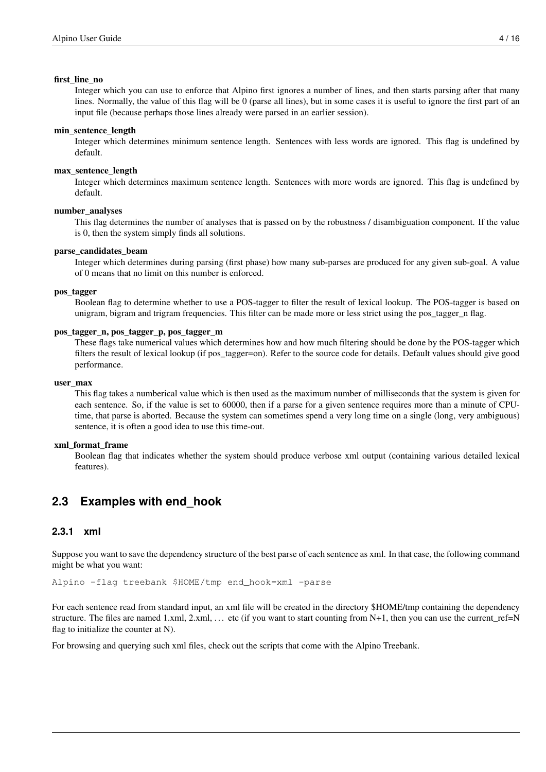**first_line_no**

Integer which you can use to enforce that Alpino first ignores a number of lines, and then starts parsing after that many lines. Normally, the value of this flag will be 0 (parse all lines), but in some cases it is useful to ignore the first part of an input file (because perhaps those lines already were parsed in an earlier session).

**min_sentence_length**

Integer which determines minimum sentence length. Sentences with less words are ignored. This flag is undefined by default.

**max_sentence_length**

Integer which determines maximum sentence length. Sentences with more words are ignored. This flag is undefined by default.

**number_analyses**

This flag determines the number of analyses that is passed on by the robustness / disambiguation component. If the value is 0, then the system simply finds all solutions.

**parse_candidates_beam**

Integer which determines during parsing (first phase) how many sub-parses are produced for any given sub-goal. A value of 0 means that no limit on this number is enforced.

**pos_tagger**

Boolean flag to determine whether to use a POS-tagger to filter the result of lexical lookup. The POS-tagger is based on unigram, bigram and trigram frequencies. This filter can be made more or less strict using the pos_tagger_n flag.

**pos_tagger_n, pos_tagger_p, pos_tagger_m**

These flags take numerical values which determines how and how much filtering should be done by the POS-tagger which filters the result of lexical lookup (if pos_tagger=on). Refer to the source code for details. Default values should give good performance.

**user_max**

This flag takes a numberical value which is then used as the maximum number of milliseconds that the system is given for each sentence. So, if the value is set to 60000, then if a parse for a given sentence requires more than a minute of CPU-time, that parse is aborted. Because the system can sometimes spend a very long time on a single (long, very ambiguous) sentence, it is often a good idea to use this time-out.

**xml_format_frame**

Boolean flag that indicates whether the system should produce verbose xml output (containing various detailed lexical features).

## 2.3 Examples with end_hook

### 2.3.1 xml

Suppose you want to save the dependency structure of the best parse of each sentence as xml. In that case, the following command might be what you want:

```
Alpino -flag treebank $HOME/tmp end_hook=xml -parse
```

For each sentence read from standard input, an xml file will be created in the directory $HOME/tmp containing the dependency structure. The files are named 1.xml, 2.xml, ... etc (if you want to start counting from N+1, then you can use the current_ref=N flag to initialize the counter at N).

For browsing and querying such xml files, check out the scripts that come with the Alpino Treebank.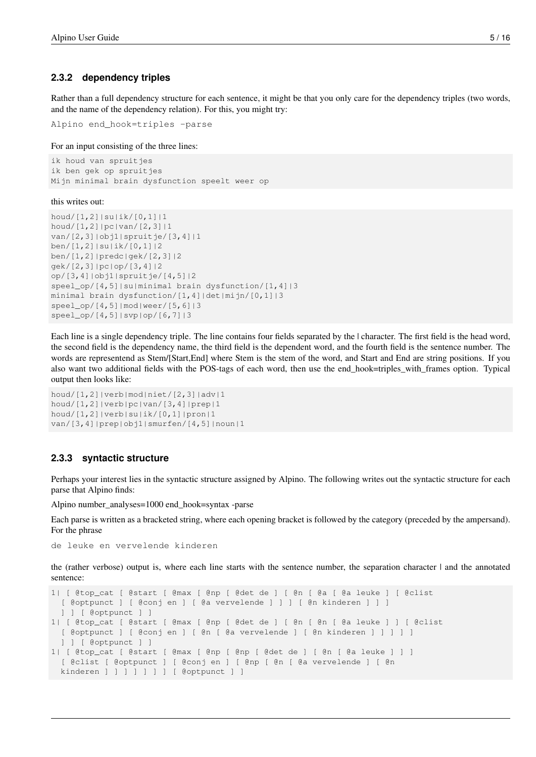### 2.3.2 dependency triples

Rather than a full dependency structure for each sentence, it might be that you only care for the dependency triples (two words, and the name of the dependency relation). For this, you might try:

```
Alpino end_hook=triples -parse
```

For an input consisting of the three lines:

```
ik houd van spruitjes
ik ben gek op spruitjes
Mijn minimal brain dysfunction speelt weer op
```

this writes out:

```
houd/[1,2]|su|ik/[0,1]|1
houd/[1,2]|pc|van/[2,3]|1
van/[2,3]|obj1|spruitje/[3,4]|1
ben/[1,2]|su|ik/[0,1]|2
ben/[1,2]|predc|gek/[2,3]|2
gek/[2,3]|pc|op/[3,4]|2
op/[3,4]|obj1|spruitje/[4,5]|2
speel_op/[4,5]|su|minimal brain dysfunction/[1,4]|3
minimal brain dysfunction/[1,4]|det|mijn/[0,1]|3
speel_op/[4,5]|mod|weer/[5,6]|3
speel_op/[4,5]|svp|op/[6,7]|3
```

Each line is a single dependency triple. The line contains four fields separated by the | character. The first field is the head word, the second field is the dependency name, the third field is the dependent word, and the fourth field is the sentence number. The words are representend as Stem/[Start,End] where Stem is the stem of the word, and Start and End are string positions. If you also want two additional fields with the POS-tags of each word, then use the end_hook=triples_with_frames option. Typical output then looks like:

```
houd/[1,2]|verb|mod|niet/[2,3]|adv|1
houd/[1,2]|verb|pc|van/[3,4]|prep|1
houd/[1,2]|verb|su|ik/[0,1]|pron|1
van/[3,4]|prep|obj1|smurfen/[4,5]|noun|1
```

### 2.3.3 syntactic structure

Perhaps your interest lies in the syntactic structure assigned by Alpino. The following writes out the syntactic structure for each parse that Alpino finds:

Alpino number_analyses=1000 end_hook=syntax -parse

Each parse is written as a bracketed string, where each opening bracket is followed by the category (preceded by the ampersand). For the phrase

```
de leuke en vervelende kinderen
```

the (rather verbose) output is, where each line starts with the sentence number, the separation character | and the annotated sentence:

```
1| [ @top_cat [ @start [ @max [ @np [ @det de ] [ @n [ @a [ @a leuke ] [ @clist
  [ @optpunct ] [ @conj en ] [ @a vervelende ] ] ] [ @n kinderen ] ] ]
  ] ] [ @optpunct ] ]
1| [ @top_cat [ @start [ @max [ @np [ @det de ] [ @n [ @n [ @a leuke ] ] [ @clist
  [ @optpunct ] [ @conj en ] [ @n [ @a vervelende ] [ @n kinderen ] ] ] ] ]
  ] ] [ @optpunct ] ]
1| [ @top_cat [ @start [ @max [ @np [ @np [ @det de ] [ @n [ @a leuke ] ] ]
  [ @clist [ @optpunct ] [ @conj en ] [ @np [ @n [ @a vervelende ] [ @n
  kinderen ] ] ] ] ] ] ] [ @optpunct ] ]
```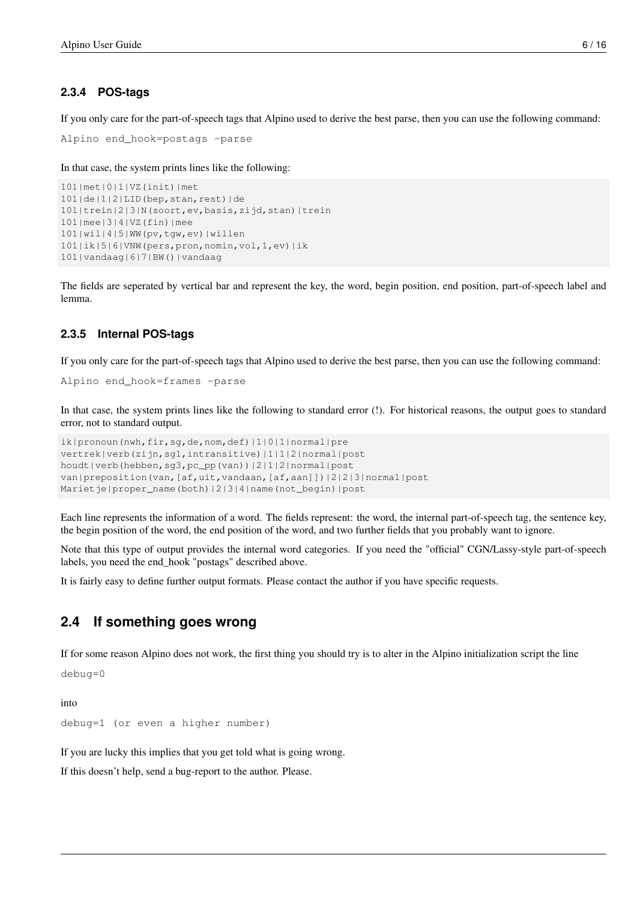### 2.3.4 POS-tags

If you only care for the part-of-speech tags that Alpino used to derive the best parse, then you can use the following command:

```
Alpino end_hook=postags -parse
```

In that case, the system prints lines like the following:

```
101|met|0|1|VZ(init)|met
101|de|1|2|LID(bep,stan,rest)|de
101|trein|2|3|N(soort,ev,basis,zijd,stan)|trein
101|mee|3|4|VZ(fin)|mee
101|wil|4|5|WW(pv,tgw,ev)|willen
101|ik|5|6|VNW(pers,pron,nomin,vol,1,ev)|ik
101|vandaag|6|7|BW()|vandaag
```

The fields are seperated by vertical bar and represent the key, the word, begin position, end position, part-of-speech label and lemma.

### 2.3.5 Internal POS-tags

If you only care for the part-of-speech tags that Alpino used to derive the best parse, then you can use the following command:

```
Alpino end_hook=frames -parse
```

In that case, the system prints lines like the following to standard error (!). For historical reasons, the output goes to standard error, not to standard output.

```
ik|pronoun(nwh,fir,sg,de,nom,def)|1|0|1|normal|pre
vertrek|verb(zijn,sg1,intransitive)|1|1|2|normal|post
houdt|verb(hebben,sg3,pc_pp(van))|2|1|2|normal|post
van|preposition(van,[af,uit,vandaan,[af,aan]])|2|2|3|normal|post
Marietje|proper_name(both)|2|3|4|name(not_begin)|post
```

Each line represents the information of a word. The fields represent: the word, the internal part-of-speech tag, the sentence key, the begin position of the word, the end position of the word, and two further fields that you probably want to ignore.

Note that this type of output provides the internal word categories. If you need the "official" CGN/Lassy-style part-of-speech labels, you need the end_hook "postags" described above.

It is fairly easy to define further output formats. Please contact the author if you have specific requests.

## 2.4 If something goes wrong

If for some reason Alpino does not work, the first thing you should try is to alter in the Alpino initialization script the line

```
debug=0
```

into

```
debug=1 (or even a higher number)
```

If you are lucky this implies that you get told what is going wrong.

If this doesn't help, send a bug-report to the author. Please.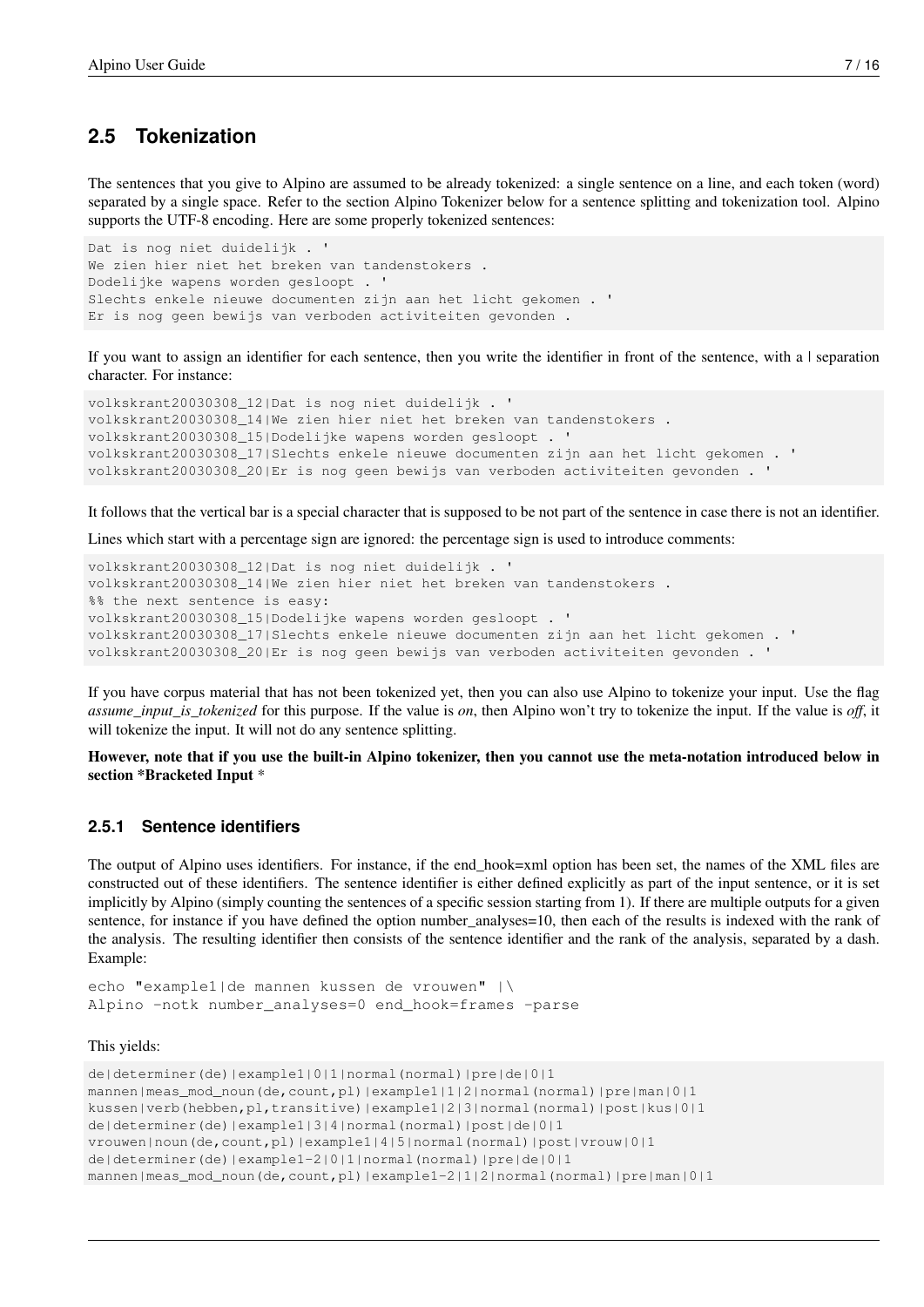## 2.5 Tokenization

The sentences that you give to Alpino are assumed to be already tokenized: a single sentence on a line, and each token (word) separated by a single space. Refer to the section Alpino Tokenizer below for a sentence splitting and tokenization tool. Alpino supports the UTF-8 encoding. Here are some properly tokenized sentences:

```
Dat is nog niet duidelijk . '
We zien hier niet het breken van tandenstokers .
Dodelijke wapens worden gesloopt . '
Slechts enkele nieuwe documenten zijn aan het licht gekomen . '
Er is nog geen bewijs van verboden activiteiten gevonden .
```

If you want to assign an identifier for each sentence, then you write the identifier in front of the sentence, with a | separation character. For instance:

```
volkskrant20030308_12|Dat is nog niet duidelijk . '
volkskrant20030308_14|We zien hier niet het breken van tandenstokers .
volkskrant20030308_15|Dodelijke wapens worden gesloopt . '
volkskrant20030308_17|Slechts enkele nieuwe documenten zijn aan het licht gekomen . '
volkskrant20030308_20|Er is nog geen bewijs van verboden activiteiten gevonden . '
```

It follows that the vertical bar is a special character that is supposed to be not part of the sentence in case there is not an identifier.

Lines which start with a percentage sign are ignored: the percentage sign is used to introduce comments:

```
volkskrant20030308_12|Dat is nog niet duidelijk . '
volkskrant20030308_14|We zien hier niet het breken van tandenstokers .
%% the next sentence is easy:
volkskrant20030308_15|Dodelijke wapens worden gesloopt . '
volkskrant20030308_17|Slechts enkele nieuwe documenten zijn aan het licht gekomen . '
volkskrant20030308_20|Er is nog geen bewijs van verboden activiteiten gevonden . '
```

If you have corpus material that has not been tokenized yet, then you can also use Alpino to tokenize your input. Use the flag *assume_input_is_tokenized* for this purpose. If the value is *on*, then Alpino won't try to tokenize the input. If the value is *off*, it will tokenize the input. It will not do any sentence splitting.

**However, note that if you use the built-in Alpino tokenizer, then you cannot use the meta-notation introduced below in section *Bracketed Input ***

### 2.5.1 Sentence identifiers

The output of Alpino uses identifiers. For instance, if the end_hook=xml option has been set, the names of the XML files are constructed out of these identifiers. The sentence identifier is either defined explicitly as part of the input sentence, or it is set implicitly by Alpino (simply counting the sentences of a specific session starting from 1). If there are multiple outputs for a given sentence, for instance if you have defined the option number_analyses=10, then each of the results is indexed with the rank of the analysis. The resulting identifier then consists of the sentence identifier and the rank of the analysis, separated by a dash. Example:

```
echo "example1|de mannen kussen de vrouwen" |\
Alpino -notk number_analyses=0 end_hook=frames -parse
```

This yields:

```
de|determiner(de)|example1|0|1|normal(normal)|pre|de|0|1
mannen|meas_mod_noun(de,count,pl)|example1|1|2|normal(normal)|pre|man|0|1
kussen|verb(hebben,pl,transitive)|example1|2|3|normal(normal)|post|kus|0|1
de|determiner(de)|example1|3|4|normal(normal)|post|de|0|1
vrouwen|noun(de,count,pl)|example1|4|5|normal(normal)|post|vrouw|0|1
de|determiner(de)|example1-2|0|1|normal(normal)|pre|de|0|1
mannen|meas_mod_noun(de,count,pl)|example1-2|1|2|normal(normal)|pre|man|0|1
```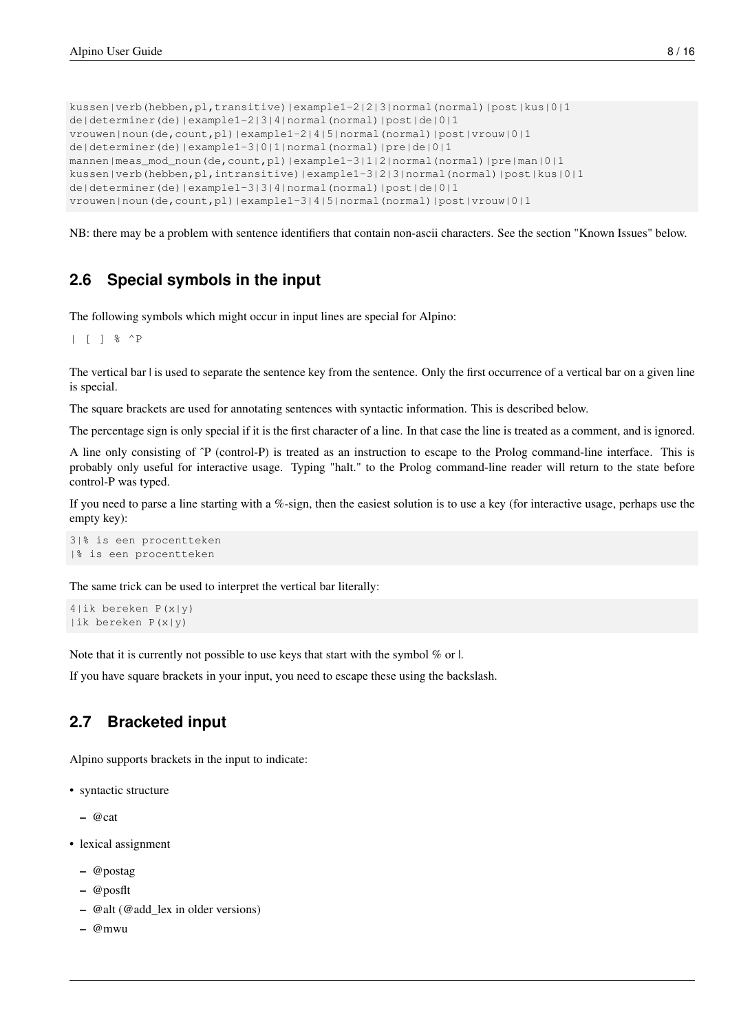```
kussen|verb(hebben,pl,transitive)|example1-2|2|3|normal(normal)|post|kus|0|1
de|determiner(de)|example1-2|3|4|normal(normal)|post|de|0|1
vrouwen|noun(de,count,pl)|example1-2|4|5|normal(normal)|post|vrouw|0|1
de|determiner(de)|example1-3|0|1|normal(normal)|pre|de|0|1
mannen|meas_mod_noun(de,count,pl)|example1-3|1|2|normal(normal)|pre|man|0|1
kussen|verb(hebben,pl,intransitive)|example1-3|2|3|normal(normal)|post|kus|0|1
de|determiner(de)|example1-3|3|4|normal(normal)|post|de|0|1
vrouwen|noun(de,count,pl)|example1-3|4|5|normal(normal)|post|vrouw|0|1
```

NB: there may be a problem with sentence identifiers that contain non-ascii characters. See the section "Known Issues" below.

## 2.6 Special symbols in the input

The following symbols which might occur in input lines are special for Alpino:

```
| [ ] % ^P
```

The vertical bar | is used to separate the sentence key from the sentence. Only the first occurrence of a vertical bar on a given line is special.

The square brackets are used for annotating sentences with syntactic information. This is described below.

The percentage sign is only special if it is the first character of a line. In that case the line is treated as a comment, and is ignored.

A line only consisting of ^P (control-P) is treated as an instruction to escape to the Prolog command-line interface. This is probably only useful for interactive usage. Typing "halt." to the Prolog command-line reader will return to the state before control-P was typed.

If you need to parse a line starting with a %-sign, then the easiest solution is to use a key (for interactive usage, perhaps use the empty key):

```
3|% is een procentteken
|% is een procentteken
```

The same trick can be used to interpret the vertical bar literally:

```
4|ik bereken P(x|y)
|ik bereken P(x|y)
```

Note that it is currently not possible to use keys that start with the symbol % or |.

If you have square brackets in your input, you need to escape these using the backslash.

## 2.7 Bracketed input

Alpino supports brackets in the input to indicate:

- syntactic structure
  - @cat
- lexical assignment
  - @postag
  - @posflt
  - @alt (@add_lex in older versions)
  - @mwu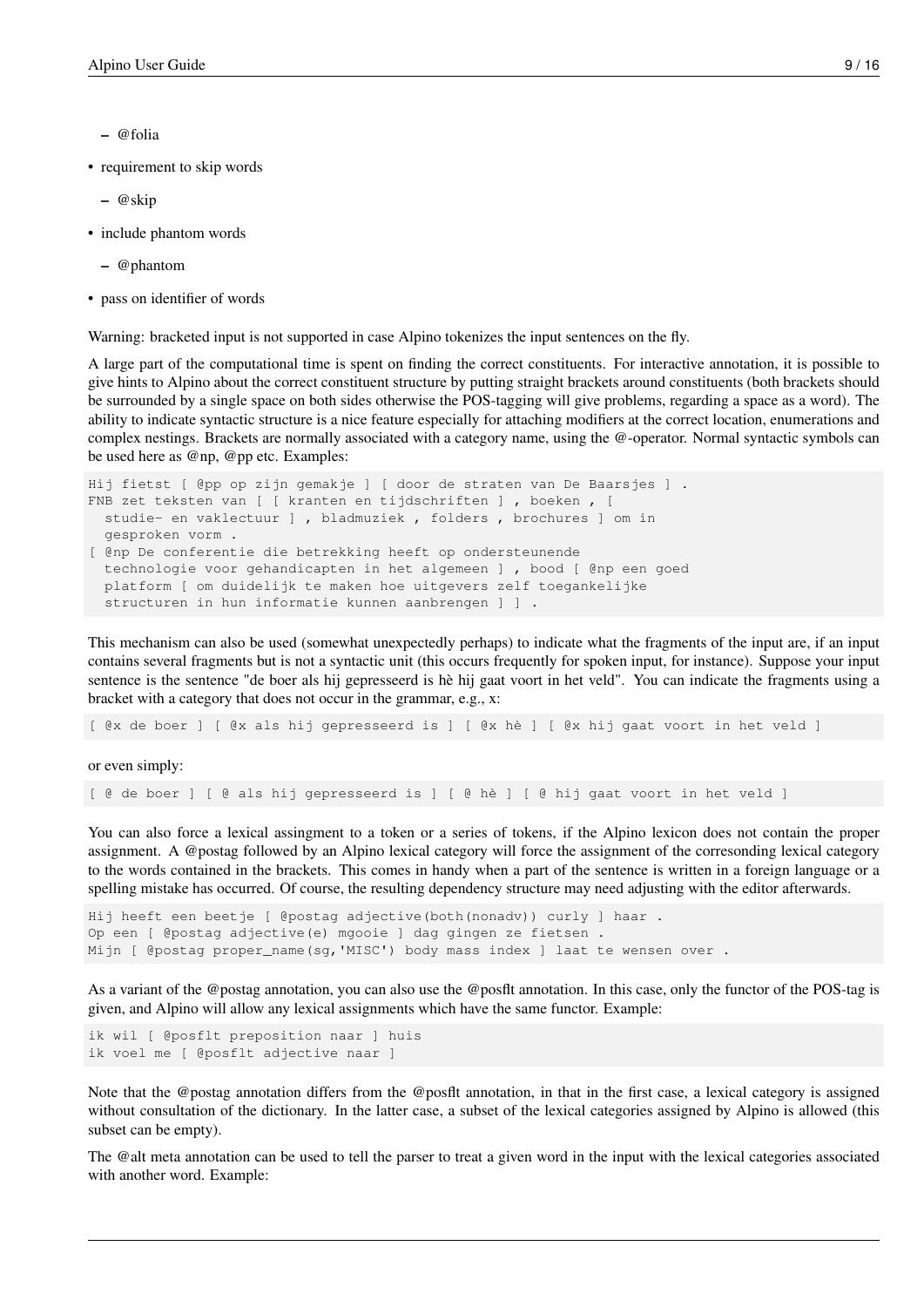- @folia
- requirement to skip words
  - @skip
- include phantom words
  - @phantom
- pass on identifier of words

Warning: bracketed input is not supported in case Alpino tokenizes the input sentences on the fly.

A large part of the computational time is spent on finding the correct constituents. For interactive annotation, it is possible to give hints to Alpino about the correct constituent structure by putting straight brackets around constituents (both brackets should be surrounded by a single space on both sides otherwise the POS-tagging will give problems, regarding a space as a word). The ability to indicate syntactic structure is a nice feature especially for attaching modifiers at the correct location, enumerations and complex nestings. Brackets are normally associated with a category name, using the @-operator. Normal syntactic symbols can be used here as @np, @pp etc. Examples:

```
Hij fietst [ @pp op zijn gemakje ] [ door de straten van De Baarsjes ] .
FNB zet teksten van [ [ kranten en tijdschriften ] , boeken , [
  studie- en vaklectuur ] , bladmuziek , folders , brochures ] om in
  gesproken vorm .
[ @np De conferentie die betrekking heeft op ondersteunende
  technologie voor gehandicapten in het algemeen ] , bood [ @np een goed
  platform [ om duidelijk te maken hoe uitgevers zelf toegankelijke
  structuren in hun informatie kunnen aanbrengen ] ] .
```

This mechanism can also be used (somewhat unexpectedly perhaps) to indicate what the fragments of the input are, if an input contains several fragments but is not a syntactic unit (this occurs frequently for spoken input, for instance). Suppose your input sentence is the sentence "de boer als hij gepresseerd is hè hij gaat voort in het veld". You can indicate the fragments using a bracket with a category that does not occur in the grammar, e.g., x:

```
[ @x de boer ] [ @x als hij gepresseerd is ] [ @x hè ] [ @x hij gaat voort in het veld ]
```

or even simply:

```
[ @ de boer ] [ @ als hij gepresseerd is ] [ @ hè ] [ @ hij gaat voort in het veld ]
```

You can also force a lexical assingment to a token or a series of tokens, if the Alpino lexicon does not contain the proper assignment. A @postag followed by an Alpino lexical category will force the assignment of the corresonding lexical category to the words contained in the brackets. This comes in handy when a part of the sentence is written in a foreign language or a spelling mistake has occurred. Of course, the resulting dependency structure may need adjusting with the editor afterwards.

```
Hij heeft een beetje [ @postag adjective(both(nonadv)) curly ] haar .
Op een [ @postag adjective(e) mgooie ] dag gingen ze fietsen .
Mijn [ @postag proper_name(sg,'MISC') body mass index ] laat te wensen over .
```

As a variant of the @postag annotation, you can also use the @posflt annotation. In this case, only the functor of the POS-tag is given, and Alpino will allow any lexical assignments which have the same functor. Example:

```
ik wil [ @posflt preposition naar ] huis
ik voel me [ @posflt adjective naar ]
```

Note that the @postag annotation differs from the @posflt annotation, in that in the first case, a lexical category is assigned without consultation of the dictionary. In the latter case, a subset of the lexical categories assigned by Alpino is allowed (this subset can be empty).

The @alt meta annotation can be used to tell the parser to treat a given word in the input with the lexical categories associated with another word. Example: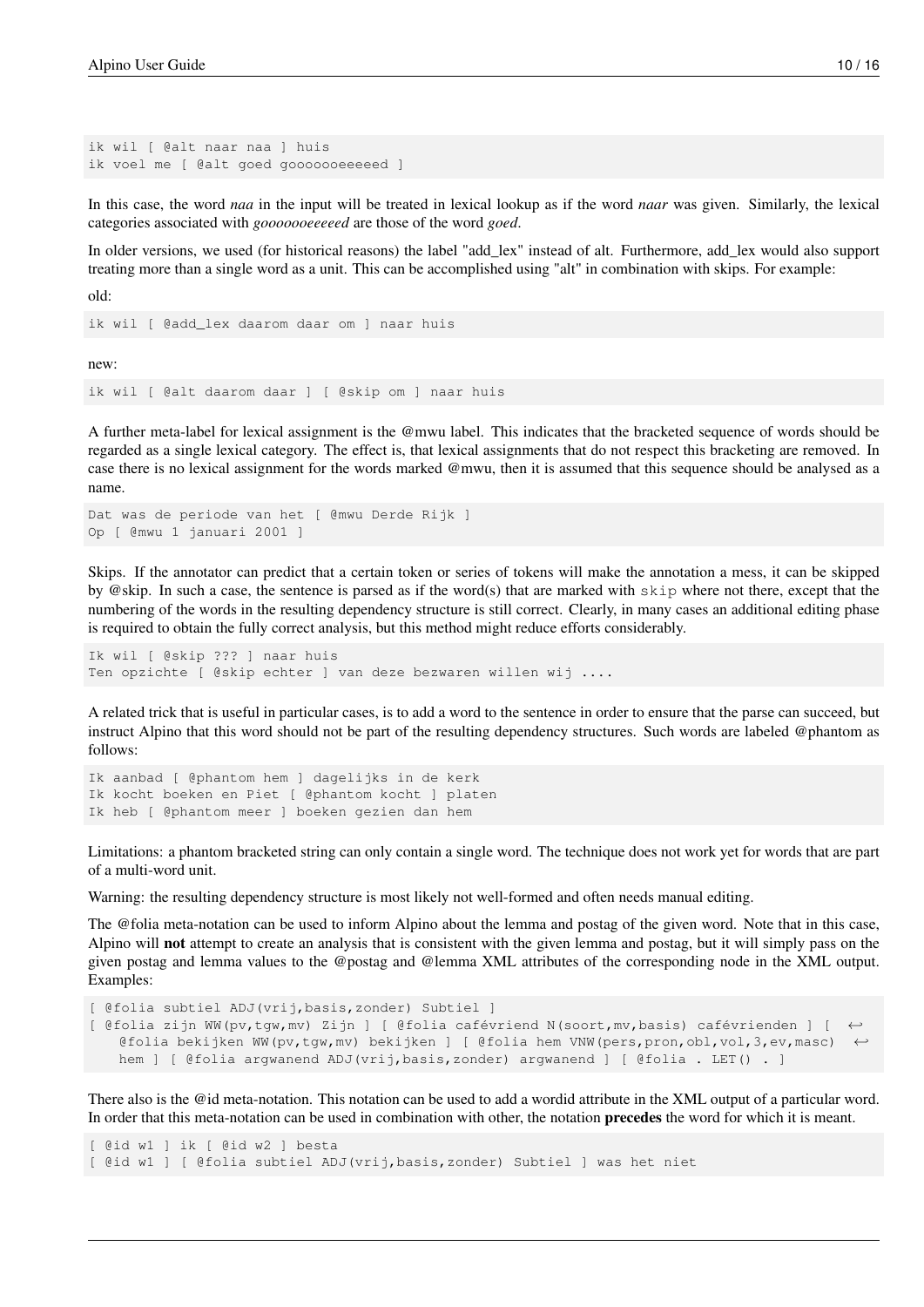```
ik wil [ @alt naar naa ] huis
ik voel me [ @alt goed gooooooeeeeed ]
```

In this case, the word *naa* in the input will be treated in lexical lookup as if the word *naar* was given. Similarly, the lexical categories associated with *gooooooeeeeed* are those of the word *goed*.

In older versions, we used (for historical reasons) the label "add_lex" instead of alt. Furthermore, add_lex would also support treating more than a single word as a unit. This can be accomplished using "alt" in combination with skips. For example:

old:

```
ik wil [ @add_lex daarom daar om ] naar huis
```

new:

```
ik wil [ @alt daarom daar ] [ @skip om ] naar huis
```

A further meta-label for lexical assignment is the @mwu label. This indicates that the bracketed sequence of words should be regarded as a single lexical category. The effect is, that lexical assignments that do not respect this bracketing are removed. In case there is no lexical assignment for the words marked @mwu, then it is assumed that this sequence should be analysed as a name.

```
Dat was de periode van het [ @mwu Derde Rijk ]
Op [ @mwu 1 januari 2001 ]
```

Skips. If the annotator can predict that a certain token or series of tokens will make the annotation a mess, it can be skipped by @skip. In such a case, the sentence is parsed as if the word(s) that are marked with `skip` where not there, except that the numbering of the words in the resulting dependency structure is still correct. Clearly, in many cases an additional editing phase is required to obtain the fully correct analysis, but this method might reduce efforts considerably.

```
Ik wil [ @skip ??? ] naar huis
Ten opzichte [ @skip echter ] van deze bezwaren willen wij ....
```

A related trick that is useful in particular cases, is to add a word to the sentence in order to ensure that the parse can succeed, but instruct Alpino that this word should not be part of the resulting dependency structures. Such words are labeled @phantom as follows:

```
Ik aanbad [ @phantom hem ] dagelijks in de kerk
Ik kocht boeken en Piet [ @phantom kocht ] platen
Ik heb [ @phantom meer ] boeken gezien dan hem
```

Limitations: a phantom bracketed string can only contain a single word. The technique does not work yet for words that are part of a multi-word unit.

Warning: the resulting dependency structure is most likely not well-formed and often needs manual editing.

The @folia meta-notation can be used to inform Alpino about the lemma and postag of the given word. Note that in this case, Alpino will **not** attempt to create an analysis that is consistent with the given lemma and postag, but it will simply pass on the given postag and lemma values to the @postag and @lemma XML attributes of the corresponding node in the XML output. Examples:

```
[ @folia subtiel ADJ(vrij,basis,zonder) Subtiel ]
[ @folia zijn WW(pv,tgw,mv) Zijn ] [ @folia cafévriend N(soort,mv,basis) cafévrienden ] [ 
    @folia bekijken WW(pv,tgw,mv) bekijken ] [ @folia hem VNW(pers,pron,obl,vol,3,ev,masc) 
    hem ] [ @folia argwanend ADJ(vrij,basis,zonder) argwanend ] [ @folia . LET() . ]
```

There also is the @id meta-notation. This notation can be used to add a wordid attribute in the XML output of a particular word. In order that this meta-notation can be used in combination with other, the notation **precedes** the word for which it is meant.

```
[ @id w1 ] ik [ @id w2 ] besta
[ @id w1 ] [ @folia subtiel ADJ(vrij,basis,zonder) Subtiel ] was het niet
```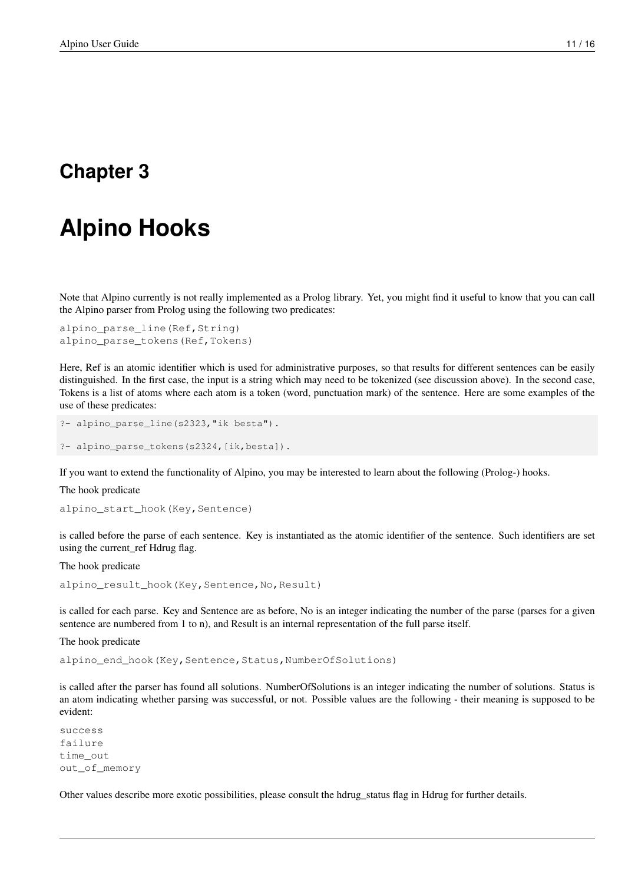# Chapter 3

# Alpino Hooks

Note that Alpino currently is not really implemented as a Prolog library. Yet, you might find it useful to know that you can call the Alpino parser from Prolog using the following two predicates:

```
alpino_parse_line(Ref,String)
alpino_parse_tokens(Ref,Tokens)
```

Here, Ref is an atomic identifier which is used for administrative purposes, so that results for different sentences can be easily distinguished. In the first case, the input is a string which may need to be tokenized (see discussion above). In the second case, Tokens is a list of atoms where each atom is a token (word, punctuation mark) of the sentence. Here are some examples of the use of these predicates:

```
?- alpino_parse_line(s2323,"ik besta").

?- alpino_parse_tokens(s2324,[ik,besta]).
```

If you want to extend the functionality of Alpino, you may be interested to learn about the following (Prolog-) hooks.

The hook predicate

```
alpino_start_hook(Key,Sentence)
```

is called before the parse of each sentence. Key is instantiated as the atomic identifier of the sentence. Such identifiers are set using the current_ref Hdrug flag.

The hook predicate

```
alpino_result_hook(Key,Sentence,No,Result)
```

is called for each parse. Key and Sentence are as before, No is an integer indicating the number of the parse (parses for a given sentence are numbered from 1 to n), and Result is an internal representation of the full parse itself.

The hook predicate

```
alpino_end_hook(Key,Sentence,Status,NumberOfSolutions)
```

is called after the parser has found all solutions. NumberOfSolutions is an integer indicating the number of solutions. Status is an atom indicating whether parsing was successful, or not. Possible values are the following - their meaning is supposed to be evident:

```
success
failure
time_out
out_of_memory
```

Other values describe more exotic possibilities, please consult the hdrug_status flag in Hdrug for further details.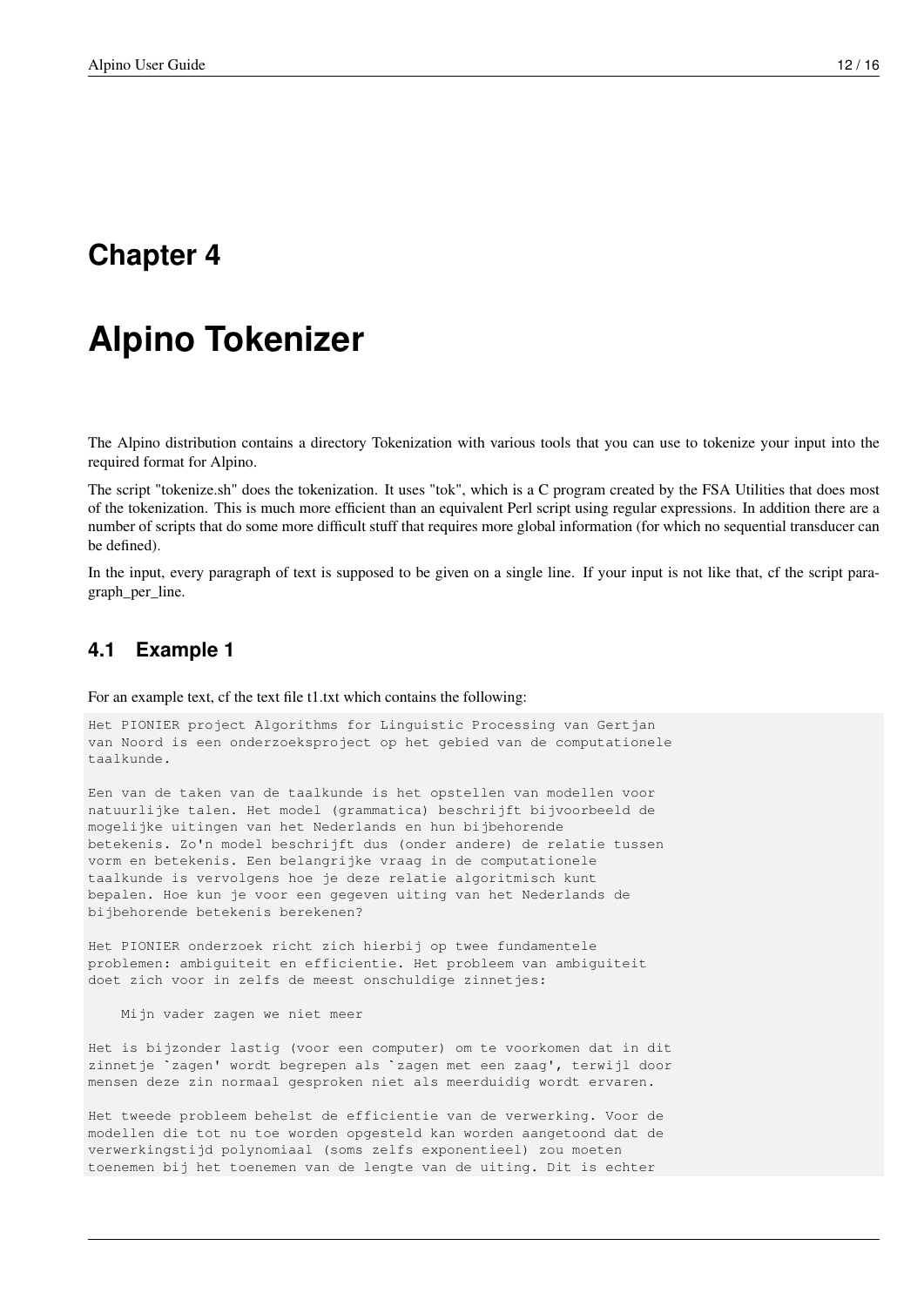# Chapter 4

# Alpino Tokenizer

The Alpino distribution contains a directory Tokenization with various tools that you can use to tokenize your input into the required format for Alpino.

The script "tokenize.sh" does the tokenization. It uses "tok", which is a C program created by the FSA Utilities that does most of the tokenization. This is much more efficient than an equivalent Perl script using regular expressions. In addition there are a number of scripts that do some more difficult stuff that requires more global information (for which no sequential transducer can be defined).

In the input, every paragraph of text is supposed to be given on a single line. If your input is not like that, cf the script paragraph_per_line.

## 4.1 Example 1

For an example text, cf the text file t1.txt which contains the following:

```
Het PIONIER project Algorithms for Linguistic Processing van Gertjan
van Noord is een onderzoeksproject op het gebied van de computationele
taalkunde.

Een van de taken van de taalkunde is het opstellen van modellen voor
natuurlijke talen. Het model (grammatica) beschrijft bijvoorbeeld de
mogelijke uitingen van het Nederlands en hun bijbehorende
betekenis. Zo'n model beschrijft dus (onder andere) de relatie tussen
vorm en betekenis. Een belangrijke vraag in de computationele
taalkunde is vervolgens hoe je deze relatie algoritmisch kunt
bepalen. Hoe kun je voor een gegeven uiting van het Nederlands de
bijbehorende betekenis berekenen?

Het PIONIER onderzoek richt zich hierbij op twee fundamentele
problemen: ambiguiteit en efficientie. Het probleem van ambiguiteit
doet zich voor in zelfs de meest onschuldige zinnetjes:

    Mijn vader zagen we niet meer

Het is bijzonder lastig (voor een computer) om te voorkomen dat in dit
zinnetje `zagen' wordt begrepen als `zagen met een zaag', terwijl door
mensen deze zin normaal gesproken niet als meerduidig wordt ervaren.

Het tweede probleem behelst de efficientie van de verwerking. Voor de
modellen die tot nu toe worden opgesteld kan worden aangetoond dat de
verwerkingstijd polynomiaal (soms zelfs exponentieel) zou moeten
toenemen bij het toenemen van de lengte van de uiting. Dit is echter
```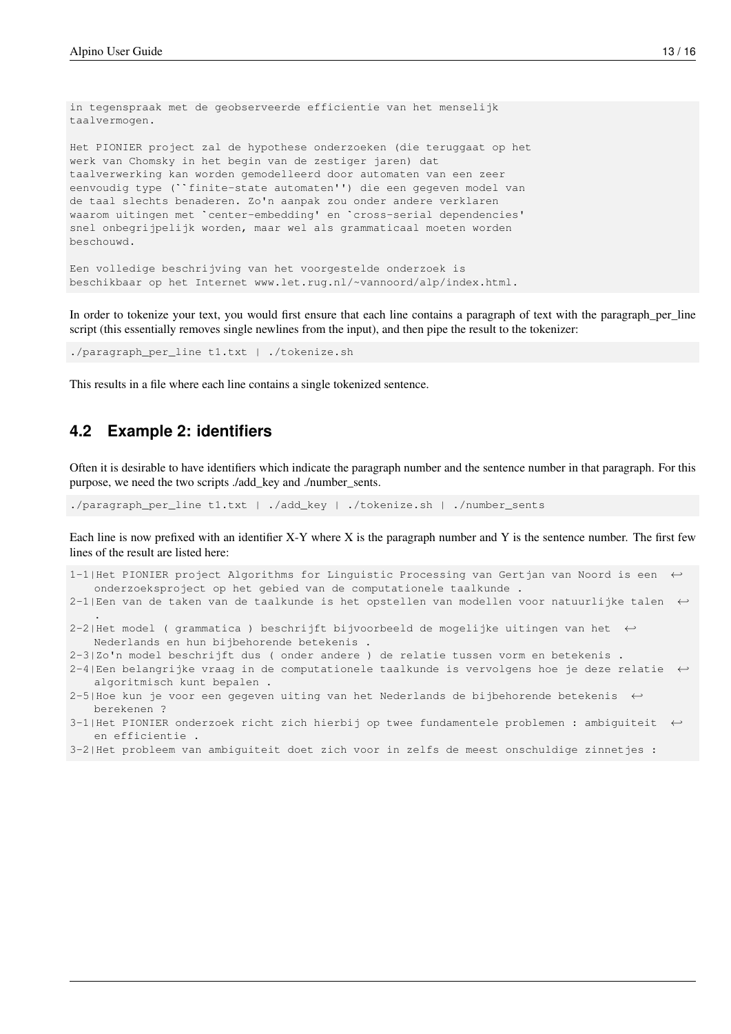```
in tegenspraak met de geobserveerde efficientie van het menselijk
taalvermogen.

Het PIONIER project zal de hypothese onderzoeken (die teruggaat op het
werk van Chomsky in het begin van de zestiger jaren) dat
taalverwerking kan worden gemodelleerd door automaten van een zeer
eenvoudig type (``finite-state automaten'') die een gegeven model van
de taal slechts benaderen. Zo'n aanpak zou onder andere verklaren
waarom uitingen met `center-embedding' en `cross-serial dependencies'
snel onbegrijpelijk worden, maar wel als grammaticaal moeten worden
beschouwd.

Een volledige beschrijving van het voorgestelde onderzoek is
beschikbaar op het Internet www.let.rug.nl/~vannoord/alp/index.html.
```

In order to tokenize your text, you would first ensure that each line contains a paragraph of text with the paragraph_per_line script (this essentially removes single newlines from the input), and then pipe the result to the tokenizer:

```
./paragraph_per_line t1.txt | ./tokenize.sh
```

This results in a file where each line contains a single tokenized sentence.

## 4.2 Example 2: identifiers

Often it is desirable to have identifiers which indicate the paragraph number and the sentence number in that paragraph. For this purpose, we need the two scripts ./add_key and ./number_sents.

```
./paragraph_per_line t1.txt | ./add_key | ./tokenize.sh | ./number_sents
```

Each line is now prefixed with an identifier X-Y where X is the paragraph number and Y is the sentence number. The first few lines of the result are listed here:

```
1-1|Het PIONIER project Algorithms for Linguistic Processing van Gertjan van Noord is een onderzoeksproject op het gebied van de computationele taalkunde .
2-1|Een van de taken van de taalkunde is het opstellen van modellen voor natuurlijke talen .
2-2|Het model ( grammatica ) beschrijft bijvoorbeeld de mogelijke uitingen van het Nederlands en hun bijbehorende betekenis .
2-3|Zo'n model beschrijft dus ( onder andere ) de relatie tussen vorm en betekenis .
2-4|Een belangrijke vraag in de computationele taalkunde is vervolgens hoe je deze relatie algoritmisch kunt bepalen .
2-5|Hoe kun je voor een gegeven uiting van het Nederlands de bijbehorende betekenis berekenen ?
3-1|Het PIONIER onderzoek richt zich hierbij op twee fundamentele problemen : ambiguiteit en efficientie .
3-2|Het probleem van ambiguiteit doet zich voor in zelfs de meest onschuldige zinnetjes :
```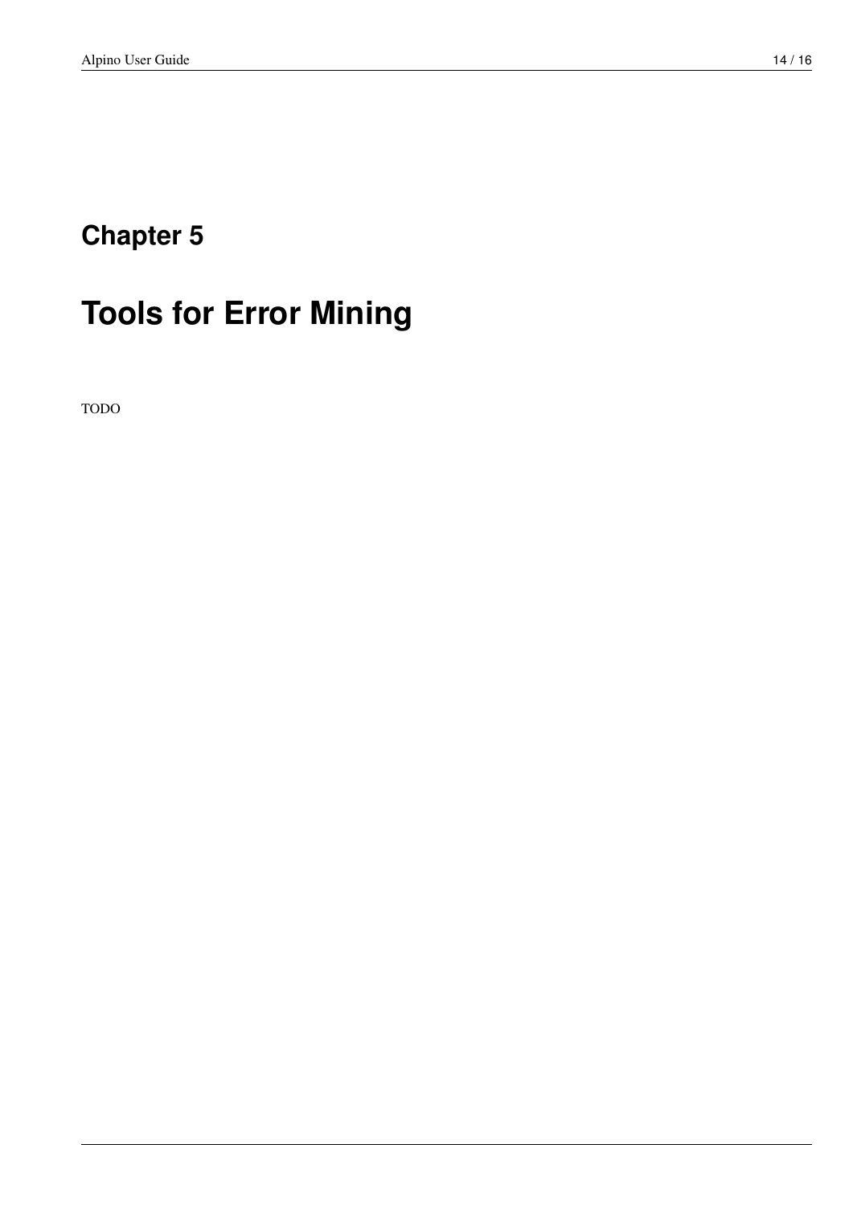# Chapter 5

# Tools for Error Mining

TODO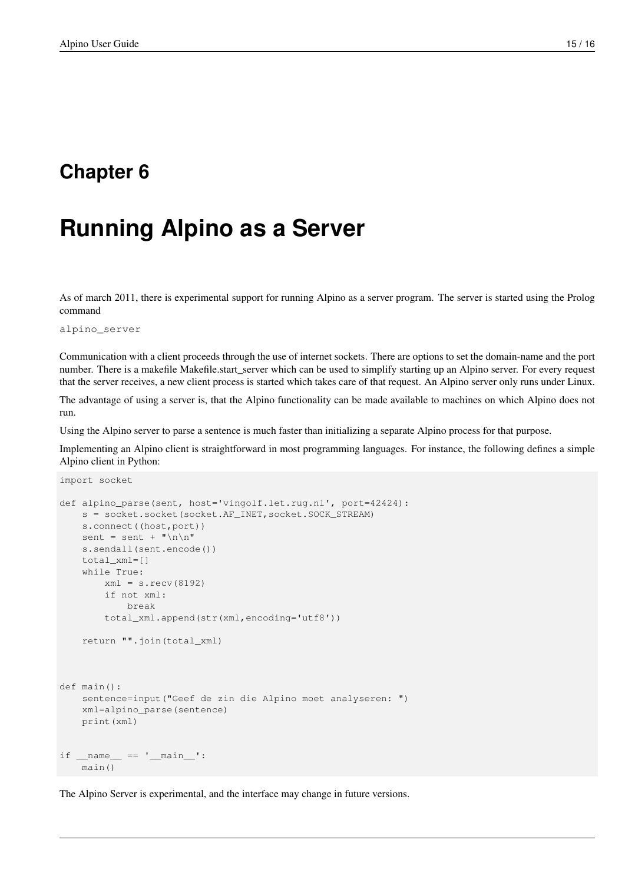# Chapter 6

# Running Alpino as a Server

As of march 2011, there is experimental support for running Alpino as a server program. The server is started using the Prolog command

```
alpino_server
```

Communication with a client proceeds through the use of internet sockets. There are options to set the domain-name and the port number. There is a makefile Makefile.start_server which can be used to simplify starting up an Alpino server. For every request that the server receives, a new client process is started which takes care of that request. An Alpino server only runs under Linux.

The advantage of using a server is, that the Alpino functionality can be made available to machines on which Alpino does not run.

Using the Alpino server to parse a sentence is much faster than initializing a separate Alpino process for that purpose.

Implementing an Alpino client is straightforward in most programming languages. For instance, the following defines a simple Alpino client in Python:

```
import socket

def alpino_parse(sent, host='vingolf.let.rug.nl', port=42424):
    s = socket.socket(socket.AF_INET,socket.SOCK_STREAM)
    s.connect((host,port))
    sent = sent + "\n\n"
    s.sendall(sent.encode())
    total_xml=[]
    while True:
        xml = s.recv(8192)
        if not xml:
            break
        total_xml.append(str(xml,encoding='utf8'))

    return "".join(total_xml)



def main():
    sentence=input("Geef de zin die Alpino moet analyseren: ")
    xml=alpino_parse(sentence)
    print(xml)


if __name__ == '__main__':
    main()
```

The Alpino Server is experimental, and the interface may change in future versions.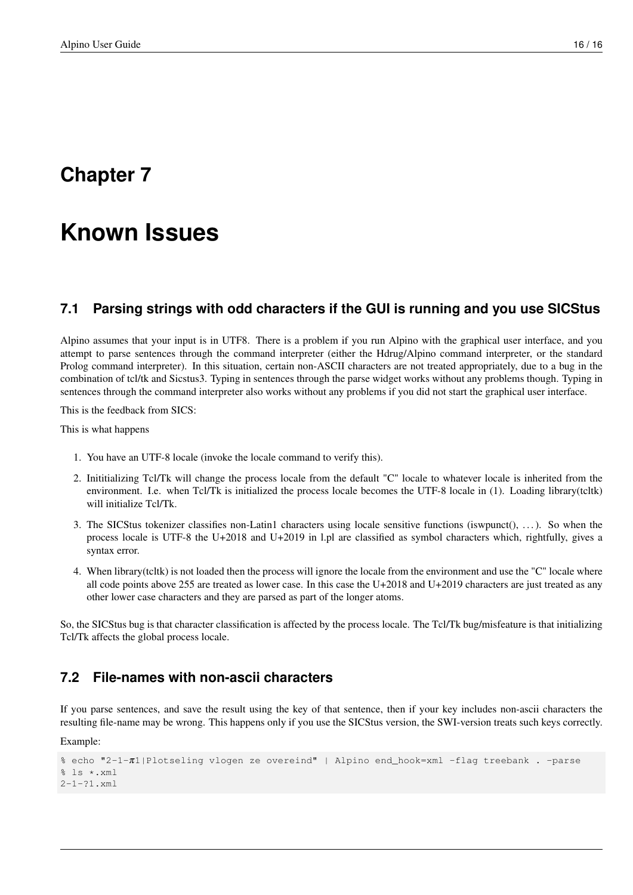# Chapter 7

# Known Issues

## 7.1 Parsing strings with odd characters if the GUI is running and you use SICStus

Alpino assumes that your input is in UTF8. There is a problem if you run Alpino with the graphical user interface, and you attempt to parse sentences through the command interpreter (either the Hdrug/Alpino command interpreter, or the standard Prolog command interpreter). In this situation, certain non-ASCII characters are not treated appropriately, due to a bug in the combination of tcl/tk and Sicstus3. Typing in sentences through the parse widget works without any problems though. Typing in sentences through the command interpreter also works without any problems if you did not start the graphical user interface.

This is the feedback from SICS:

This is what happens

1. You have an UTF-8 locale (invoke the locale command to verify this).
2. Inititializing Tcl/Tk will change the process locale from the default "C" locale to whatever locale is inherited from the environment. I.e. when Tcl/Tk is initialized the process locale becomes the UTF-8 locale in (1). Loading library(tcltk) will initialize Tcl/Tk.
3. The SICStus tokenizer classifies non-Latin1 characters using locale sensitive functions (iswpunct(), …). So when the process locale is UTF-8 the U+2018 and U+2019 in l.pl are classified as symbol characters which, rightfully, gives a syntax error.
4. When library(tcltk) is not loaded then the process will ignore the locale from the environment and use the "C" locale where all code points above 255 are treated as lower case. In this case the U+2018 and U+2019 characters are just treated as any other lower case characters and they are parsed as part of the longer atoms.

So, the SICStus bug is that character classification is affected by the process locale. The Tcl/Tk bug/misfeature is that initializing Tcl/Tk affects the global process locale.

## 7.2 File-names with non-ascii characters

If you parse sentences, and save the result using the key of that sentence, then if your key includes non-ascii characters the resulting file-name may be wrong. This happens only if you use the SICStus version, the SWI-version treats such keys correctly.

Example:

```
% echo "2-1-π1|Plotseling vlogen ze overeind" | Alpino end_hook=xml -flag treebank . -parse
% ls *.xml
2-1-?1.xml
```